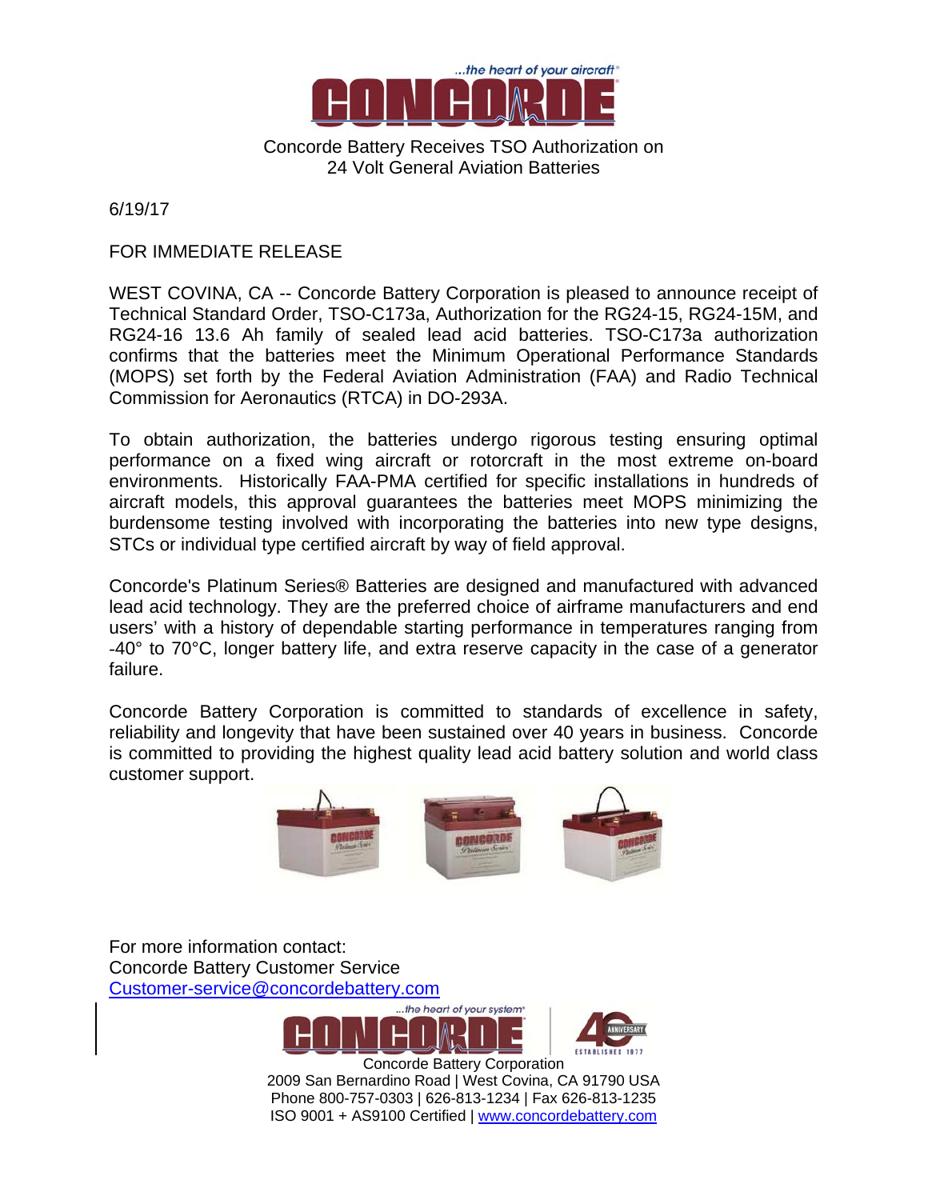...the heart of your aircraft®

# CONCORDE

Concorde Battery Receives TSO Authorization on 24 Volt General Aviation Batteries

6/19/17

FOR IMMEDIATE RELEASE

WEST COVINA, CA -- Concorde Battery Corporation is pleased to announce receipt of Technical Standard Order, TSO-C173a, Authorization for the RG24-15, RG24-15M, and RG24-16 13.6 Ah family of sealed lead acid batteries. TSO-C173a authorization confirms that the batteries meet the Minimum Operational Performance Standards (MOPS) set forth by the Federal Aviation Administration (FAA) and Radio Technical Commission for Aeronautics (RTCA) in DO-293A.

To obtain authorization, the batteries undergo rigorous testing ensuring optimal performance on a fixed wing aircraft or rotorcraft in the most extreme on-board environments. Historically FAA-PMA certified for specific installations in hundreds of aircraft models, this approval guarantees the batteries meet MOPS minimizing the burdensome testing involved with incorporating the batteries into new type designs, STCs or individual type certified aircraft by way of field approval.

Concorde's Platinum Series® Batteries are designed and manufactured with advanced lead acid technology. They are the preferred choice of airframe manufacturers and end users' with a history of dependable starting performance in temperatures ranging from -40° to 70°C, longer battery life, and extra reserve capacity in the case of a generator failure.

Concorde Battery Corporation is committed to standards of excellence in safety, reliability and longevity that have been sustained over 40 years in business. Concorde is committed to providing the highest quality lead acid battery solution and world class customer support.

For more information contact:
Concorde Battery Customer Service
Customer-service@concordebattery.com

...the heart of your system®

CONCORDE

40 ANNIVERSARY ESTABLISHED 1977

Concorde Battery Corporation
2009 San Bernardino Road | West Covina, CA 91790 USA
Phone 800-757-0303 | 626-813-1234 | Fax 626-813-1235
ISO 9001 + AS9100 Certified | www.concordebattery.com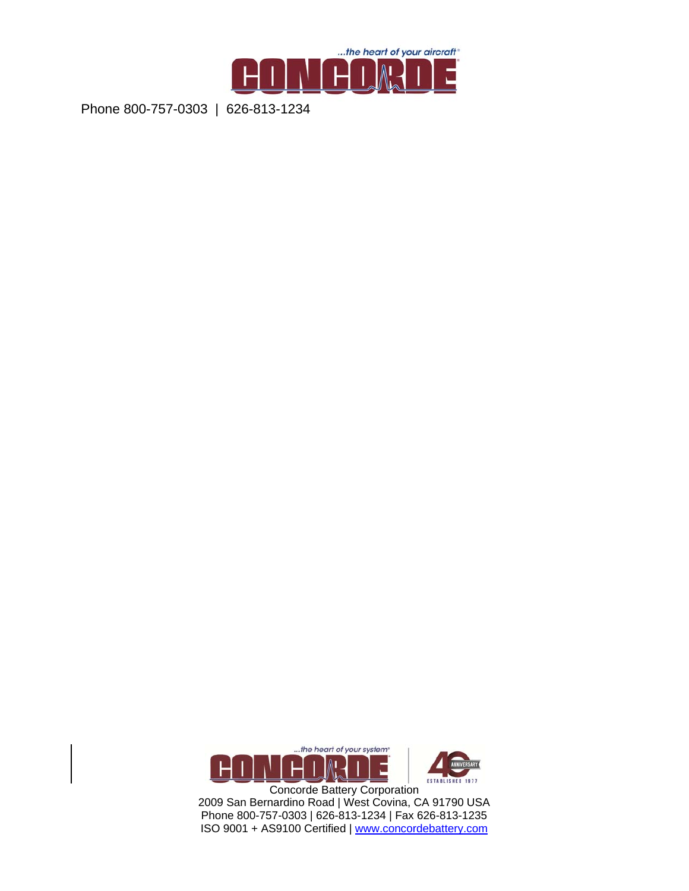Phone 800-757-0303 | 626-813-1234

Concorde Battery Corporation
2009 San Bernardino Road | West Covina, CA 91790 USA
Phone 800-757-0303 | 626-813-1234 | Fax 626-813-1235
ISO 9001 + AS9100 Certified | www.concordebattery.com